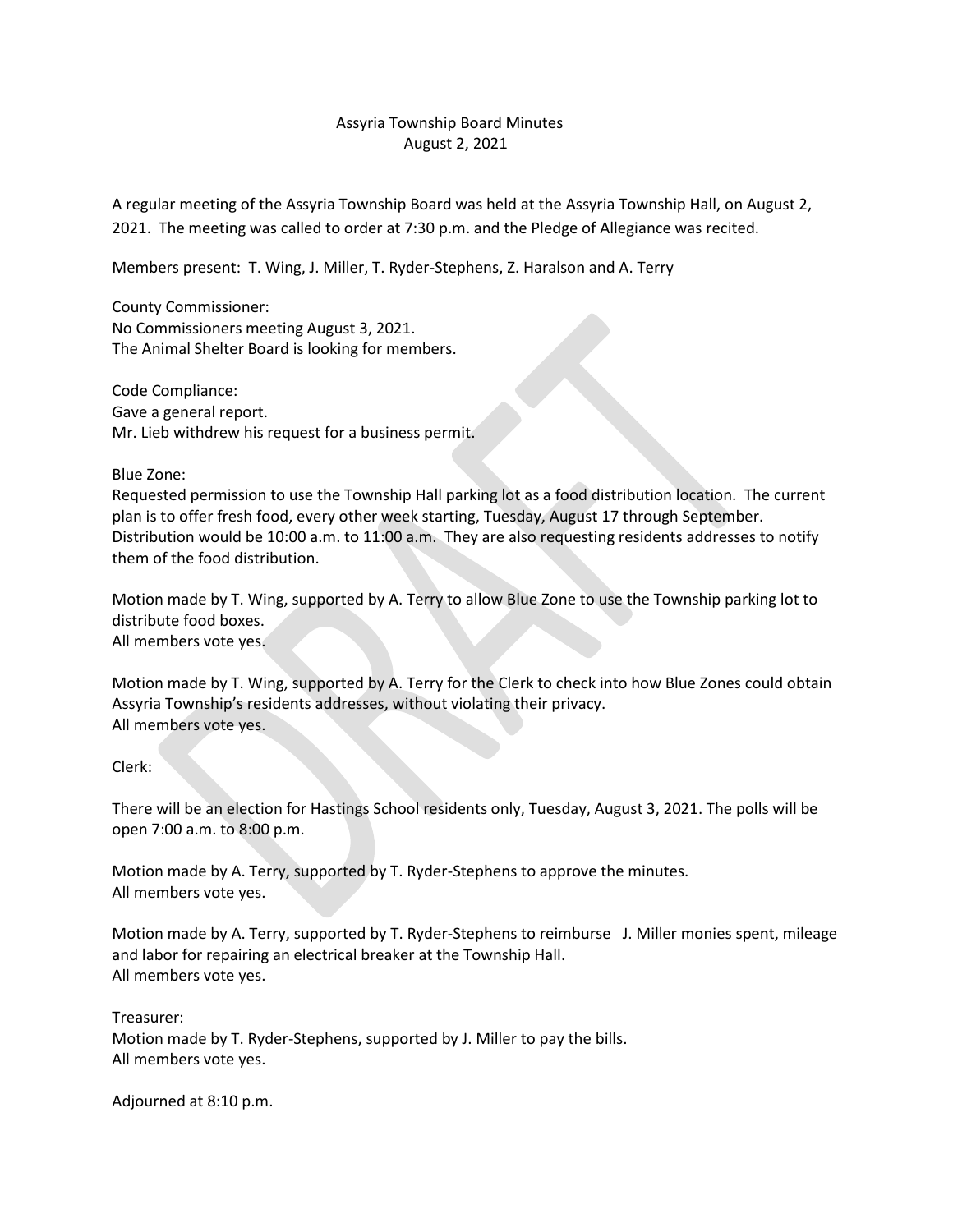# Assyria Township Board Minutes
## August 2, 2021

A regular meeting of the Assyria Township Board was held at the Assyria Township Hall, on August 2, 2021. The meeting was called to order at 7:30 p.m. and the Pledge of Allegiance was recited.

Members present: T. Wing, J. Miller, T. Ryder-Stephens, Z. Haralson and A. Terry

County Commissioner:
No Commissioners meeting August 3, 2021.
The Animal Shelter Board is looking for members.

Code Compliance:
Gave a general report.
Mr. Lieb withdrew his request for a business permit.

Blue Zone:
Requested permission to use the Township Hall parking lot as a food distribution location. The current plan is to offer fresh food, every other week starting, Tuesday, August 17 through September. Distribution would be 10:00 a.m. to 11:00 a.m. They are also requesting residents addresses to notify them of the food distribution.

Motion made by T. Wing, supported by A. Terry to allow Blue Zone to use the Township parking lot to distribute food boxes.
All members vote yes.

Motion made by T. Wing, supported by A. Terry for the Clerk to check into how Blue Zones could obtain Assyria Township's residents addresses, without violating their privacy.
All members vote yes.

Clerk:

There will be an election for Hastings School residents only, Tuesday, August 3, 2021. The polls will be open 7:00 a.m. to 8:00 p.m.

Motion made by A. Terry, supported by T. Ryder-Stephens to approve the minutes.
All members vote yes.

Motion made by A. Terry, supported by T. Ryder-Stephens to reimburse J. Miller monies spent, mileage and labor for repairing an electrical breaker at the Township Hall.
All members vote yes.

Treasurer:
Motion made by T. Ryder-Stephens, supported by J. Miller to pay the bills.
All members vote yes.

Adjourned at 8:10 p.m.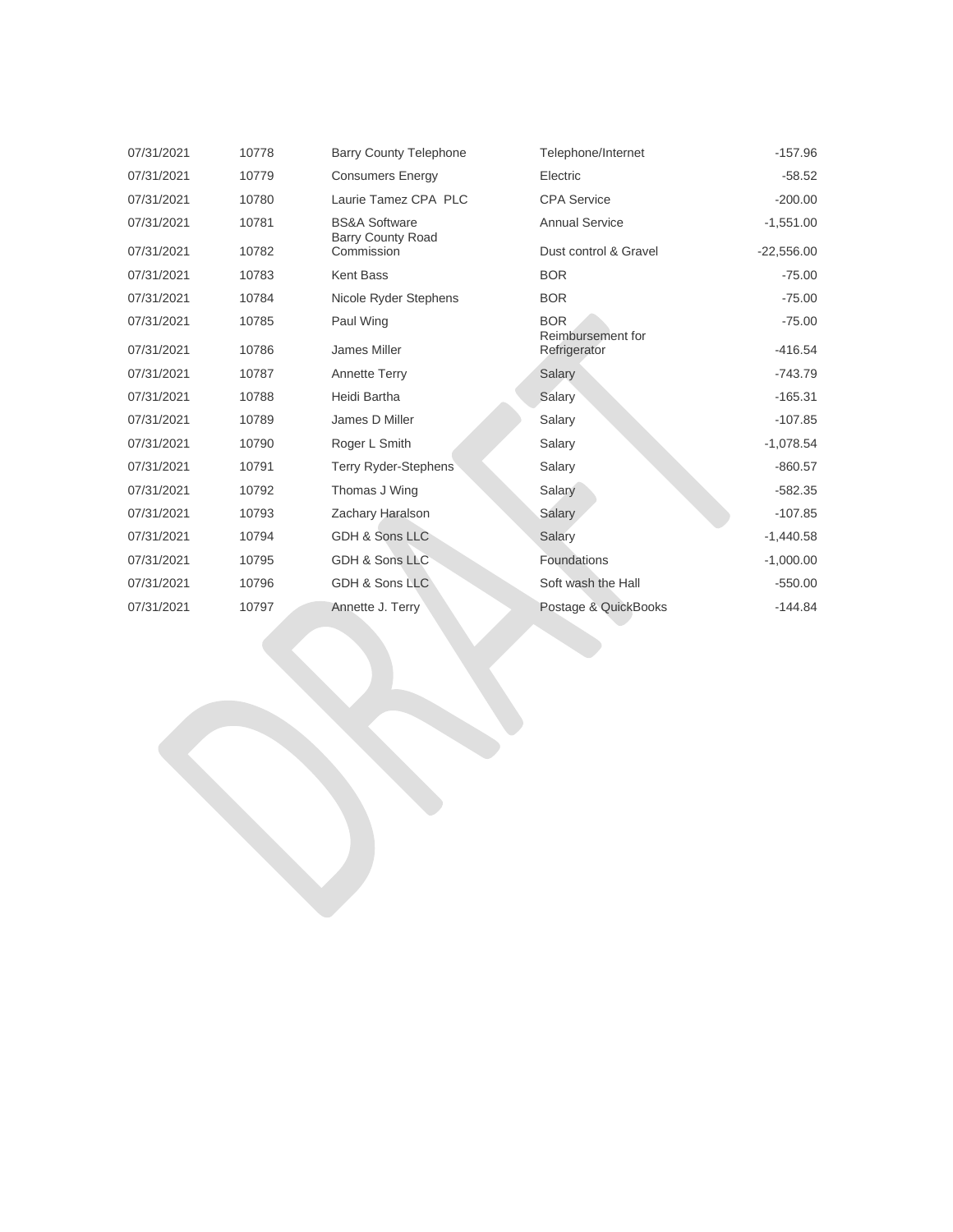| | | | | |
|---|---|---|---|---|
| 07/31/2021 | 10778 | Barry County Telephone | Telephone/Internet | -157.96 |
| 07/31/2021 | 10779 | Consumers Energy | Electric | -58.52 |
| 07/31/2021 | 10780 | Laurie Tamez CPA PLC | CPA Service | -200.00 |
| 07/31/2021 | 10781 | BS&A Software | Annual Service | -1,551.00 |
| 07/31/2021 | 10782 | Barry County Road Commission | Dust control & Gravel | -22,556.00 |
| 07/31/2021 | 10783 | Kent Bass | BOR | -75.00 |
| 07/31/2021 | 10784 | Nicole Ryder Stephens | BOR | -75.00 |
| 07/31/2021 | 10785 | Paul Wing | BOR | -75.00 |
| 07/31/2021 | 10786 | James Miller | Reimbursement for Refrigerator | -416.54 |
| 07/31/2021 | 10787 | Annette Terry | Salary | -743.79 |
| 07/31/2021 | 10788 | Heidi Bartha | Salary | -165.31 |
| 07/31/2021 | 10789 | James D Miller | Salary | -107.85 |
| 07/31/2021 | 10790 | Roger L Smith | Salary | -1,078.54 |
| 07/31/2021 | 10791 | Terry Ryder-Stephens | Salary | -860.57 |
| 07/31/2021 | 10792 | Thomas J Wing | Salary | -582.35 |
| 07/31/2021 | 10793 | Zachary Haralson | Salary | -107.85 |
| 07/31/2021 | 10794 | GDH & Sons LLC | Salary | -1,440.58 |
| 07/31/2021 | 10795 | GDH & Sons LLC | Foundations | -1,000.00 |
| 07/31/2021 | 10796 | GDH & Sons LLC | Soft wash the Hall | -550.00 |
| 07/31/2021 | 10797 | Annette J. Terry | Postage & QuickBooks | -144.84 |

DRAFT